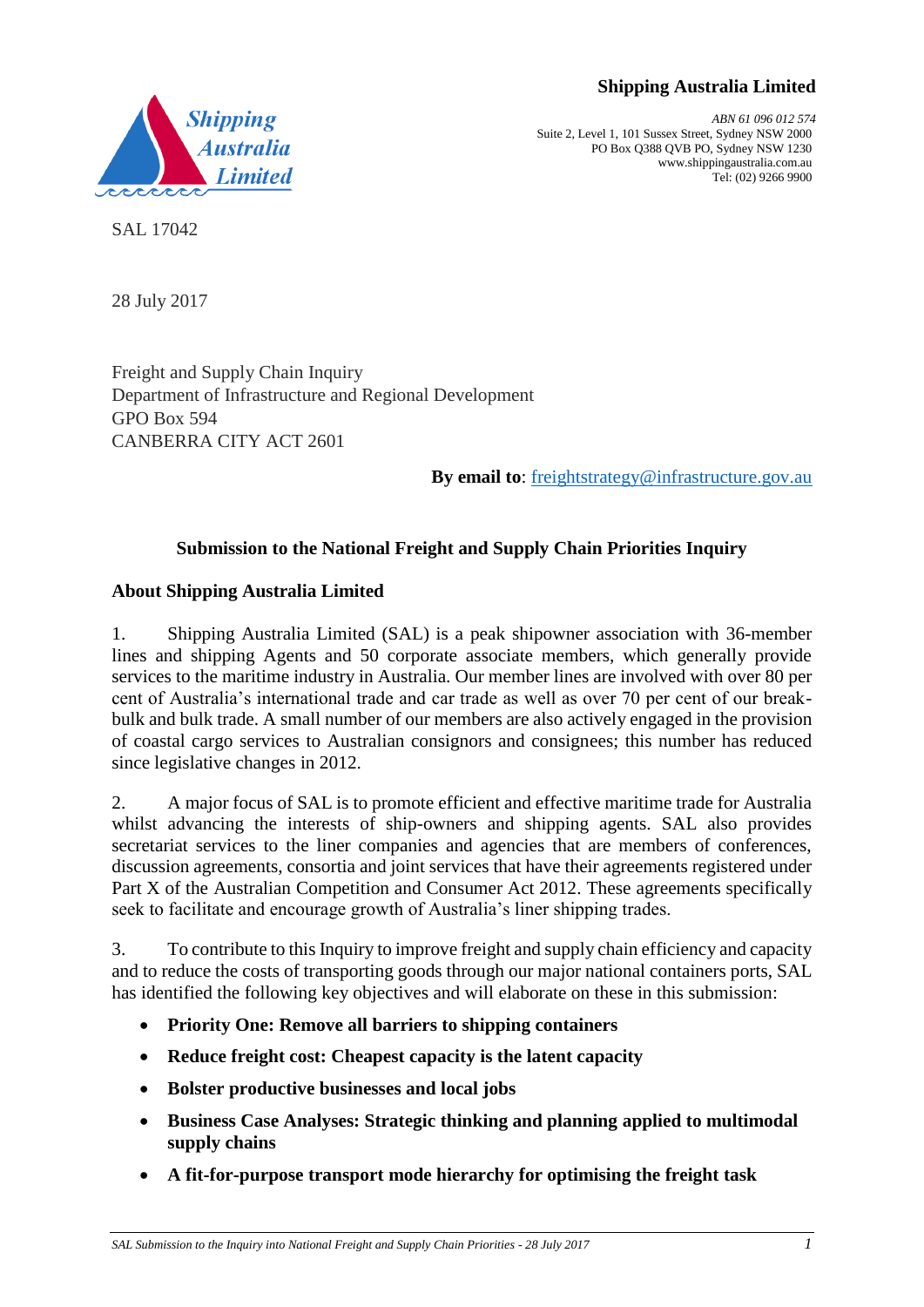**Shipping Australia Limited**

*ABN 61 096 012 574*
Suite 2, Level 1, 101 Sussex Street, Sydney NSW 2000
PO Box Q388 QVB PO, Sydney NSW 1230
www.shippingaustralia.com.au
Tel: (02) 9266 9900

SAL 17042

28 July 2017

Freight and Supply Chain Inquiry
Department of Infrastructure and Regional Development
GPO Box 594
CANBERRA CITY ACT 2601

**By email to**: freightstrategy@infrastructure.gov.au

## Submission to the National Freight and Supply Chain Priorities Inquiry

### About Shipping Australia Limited

1. Shipping Australia Limited (SAL) is a peak shipowner association with 36-member lines and shipping Agents and 50 corporate associate members, which generally provide services to the maritime industry in Australia. Our member lines are involved with over 80 per cent of Australia's international trade and car trade as well as over 70 per cent of our break-bulk and bulk trade. A small number of our members are also actively engaged in the provision of coastal cargo services to Australian consignors and consignees; this number has reduced since legislative changes in 2012.

2. A major focus of SAL is to promote efficient and effective maritime trade for Australia whilst advancing the interests of ship-owners and shipping agents. SAL also provides secretariat services to the liner companies and agencies that are members of conferences, discussion agreements, consortia and joint services that have their agreements registered under Part X of the Australian Competition and Consumer Act 2012. These agreements specifically seek to facilitate and encourage growth of Australia's liner shipping trades.

3. To contribute to this Inquiry to improve freight and supply chain efficiency and capacity and to reduce the costs of transporting goods through our major national containers ports, SAL has identified the following key objectives and will elaborate on these in this submission:

- **Priority One: Remove all barriers to shipping containers**
- **Reduce freight cost: Cheapest capacity is the latent capacity**
- **Bolster productive businesses and local jobs**
- **Business Case Analyses: Strategic thinking and planning applied to multimodal supply chains**
- **A fit-for-purpose transport mode hierarchy for optimising the freight task**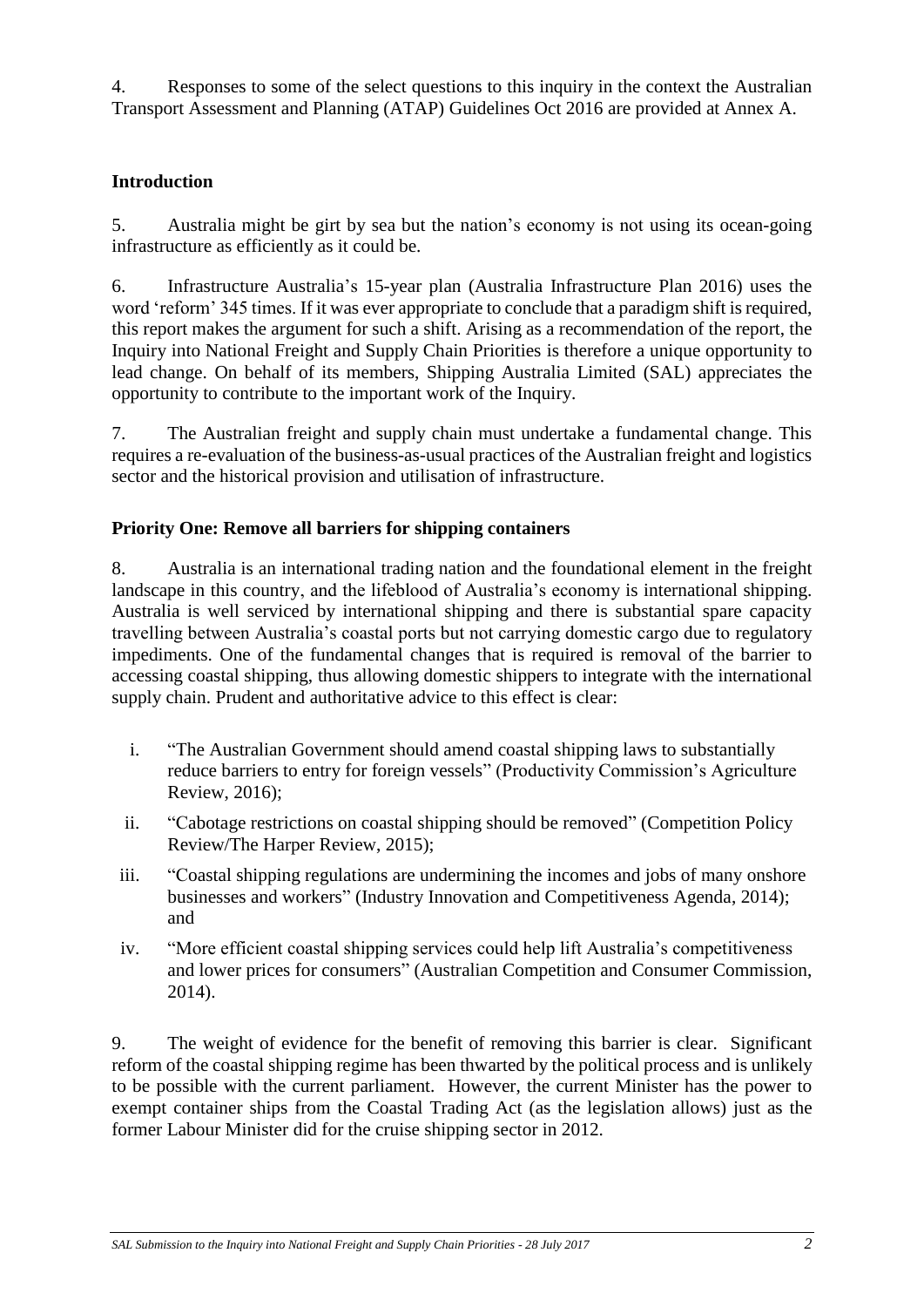4. Responses to some of the select questions to this inquiry in the context the Australian Transport Assessment and Planning (ATAP) Guidelines Oct 2016 are provided at Annex A.

**Introduction**

5. Australia might be girt by sea but the nation's economy is not using its ocean-going infrastructure as efficiently as it could be.

6. Infrastructure Australia's 15-year plan (Australia Infrastructure Plan 2016) uses the word 'reform' 345 times. If it was ever appropriate to conclude that a paradigm shift is required, this report makes the argument for such a shift. Arising as a recommendation of the report, the Inquiry into National Freight and Supply Chain Priorities is therefore a unique opportunity to lead change. On behalf of its members, Shipping Australia Limited (SAL) appreciates the opportunity to contribute to the important work of the Inquiry.

7. The Australian freight and supply chain must undertake a fundamental change. This requires a re-evaluation of the business-as-usual practices of the Australian freight and logistics sector and the historical provision and utilisation of infrastructure.

**Priority One: Remove all barriers for shipping containers**

8. Australia is an international trading nation and the foundational element in the freight landscape in this country, and the lifeblood of Australia's economy is international shipping. Australia is well serviced by international shipping and there is substantial spare capacity travelling between Australia's coastal ports but not carrying domestic cargo due to regulatory impediments. One of the fundamental changes that is required is removal of the barrier to accessing coastal shipping, thus allowing domestic shippers to integrate with the international supply chain. Prudent and authoritative advice to this effect is clear:

i. "The Australian Government should amend coastal shipping laws to substantially reduce barriers to entry for foreign vessels" (Productivity Commission's Agriculture Review, 2016);

ii. "Cabotage restrictions on coastal shipping should be removed" (Competition Policy Review/The Harper Review, 2015);

iii. "Coastal shipping regulations are undermining the incomes and jobs of many onshore businesses and workers" (Industry Innovation and Competitiveness Agenda, 2014); and

iv. "More efficient coastal shipping services could help lift Australia's competitiveness and lower prices for consumers" (Australian Competition and Consumer Commission, 2014).

9. The weight of evidence for the benefit of removing this barrier is clear. Significant reform of the coastal shipping regime has been thwarted by the political process and is unlikely to be possible with the current parliament. However, the current Minister has the power to exempt container ships from the Coastal Trading Act (as the legislation allows) just as the former Labour Minister did for the cruise shipping sector in 2012.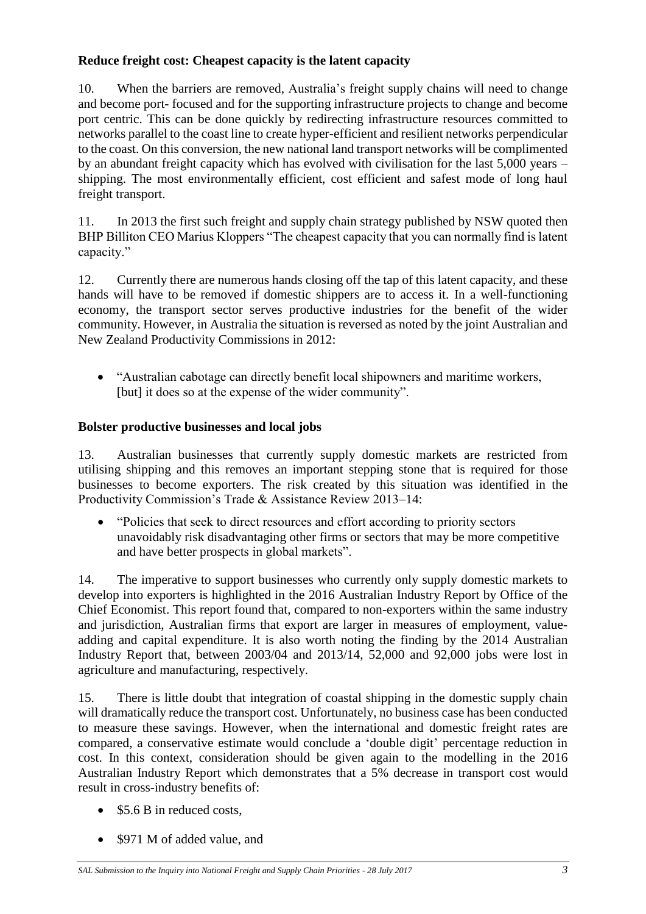**Reduce freight cost: Cheapest capacity is the latent capacity**

10. When the barriers are removed, Australia's freight supply chains will need to change and become port- focused and for the supporting infrastructure projects to change and become port centric. This can be done quickly by redirecting infrastructure resources committed to networks parallel to the coast line to create hyper-efficient and resilient networks perpendicular to the coast. On this conversion, the new national land transport networks will be complimented by an abundant freight capacity which has evolved with civilisation for the last 5,000 years – shipping. The most environmentally efficient, cost efficient and safest mode of long haul freight transport.

11. In 2013 the first such freight and supply chain strategy published by NSW quoted then BHP Billiton CEO Marius Kloppers "The cheapest capacity that you can normally find is latent capacity."

12. Currently there are numerous hands closing off the tap of this latent capacity, and these hands will have to be removed if domestic shippers are to access it. In a well-functioning economy, the transport sector serves productive industries for the benefit of the wider community. However, in Australia the situation is reversed as noted by the joint Australian and New Zealand Productivity Commissions in 2012:

- "Australian cabotage can directly benefit local shipowners and maritime workers, [but] it does so at the expense of the wider community".

**Bolster productive businesses and local jobs**

13. Australian businesses that currently supply domestic markets are restricted from utilising shipping and this removes an important stepping stone that is required for those businesses to become exporters. The risk created by this situation was identified in the Productivity Commission's Trade & Assistance Review 2013–14:

- "Policies that seek to direct resources and effort according to priority sectors unavoidably risk disadvantaging other firms or sectors that may be more competitive and have better prospects in global markets".

14. The imperative to support businesses who currently only supply domestic markets to develop into exporters is highlighted in the 2016 Australian Industry Report by Office of the Chief Economist. This report found that, compared to non-exporters within the same industry and jurisdiction, Australian firms that export are larger in measures of employment, value-adding and capital expenditure. It is also worth noting the finding by the 2014 Australian Industry Report that, between 2003/04 and 2013/14, 52,000 and 92,000 jobs were lost in agriculture and manufacturing, respectively.

15. There is little doubt that integration of coastal shipping in the domestic supply chain will dramatically reduce the transport cost. Unfortunately, no business case has been conducted to measure these savings. However, when the international and domestic freight rates are compared, a conservative estimate would conclude a 'double digit' percentage reduction in cost. In this context, consideration should be given again to the modelling in the 2016 Australian Industry Report which demonstrates that a 5% decrease in transport cost would result in cross-industry benefits of:

- $5.6 B in reduced costs,
- $971 M of added value, and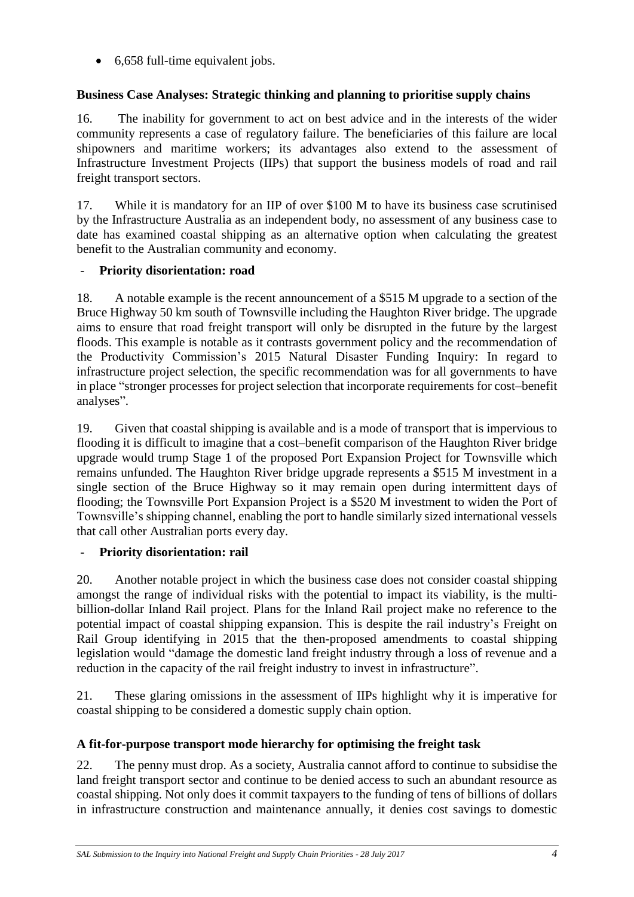- 6,658 full-time equivalent jobs.

**Business Case Analyses: Strategic thinking and planning to prioritise supply chains**

16. The inability for government to act on best advice and in the interests of the wider community represents a case of regulatory failure. The beneficiaries of this failure are local shipowners and maritime workers; its advantages also extend to the assessment of Infrastructure Investment Projects (IIPs) that support the business models of road and rail freight transport sectors.

17. While it is mandatory for an IIP of over $100 M to have its business case scrutinised by the Infrastructure Australia as an independent body, no assessment of any business case to date has examined coastal shipping as an alternative option when calculating the greatest benefit to the Australian community and economy.

- **Priority disorientation: road**

18. A notable example is the recent announcement of a $515 M upgrade to a section of the Bruce Highway 50 km south of Townsville including the Haughton River bridge. The upgrade aims to ensure that road freight transport will only be disrupted in the future by the largest floods. This example is notable as it contrasts government policy and the recommendation of the Productivity Commission's 2015 Natural Disaster Funding Inquiry: In regard to infrastructure project selection, the specific recommendation was for all governments to have in place "stronger processes for project selection that incorporate requirements for cost–benefit analyses".

19. Given that coastal shipping is available and is a mode of transport that is impervious to flooding it is difficult to imagine that a cost–benefit comparison of the Haughton River bridge upgrade would trump Stage 1 of the proposed Port Expansion Project for Townsville which remains unfunded. The Haughton River bridge upgrade represents a $515 M investment in a single section of the Bruce Highway so it may remain open during intermittent days of flooding; the Townsville Port Expansion Project is a $520 M investment to widen the Port of Townsville's shipping channel, enabling the port to handle similarly sized international vessels that call other Australian ports every day.

- **Priority disorientation: rail**

20. Another notable project in which the business case does not consider coastal shipping amongst the range of individual risks with the potential to impact its viability, is the multi-billion-dollar Inland Rail project. Plans for the Inland Rail project make no reference to the potential impact of coastal shipping expansion. This is despite the rail industry's Freight on Rail Group identifying in 2015 that the then-proposed amendments to coastal shipping legislation would "damage the domestic land freight industry through a loss of revenue and a reduction in the capacity of the rail freight industry to invest in infrastructure".

21. These glaring omissions in the assessment of IIPs highlight why it is imperative for coastal shipping to be considered a domestic supply chain option.

**A fit-for-purpose transport mode hierarchy for optimising the freight task**

22. The penny must drop. As a society, Australia cannot afford to continue to subsidise the land freight transport sector and continue to be denied access to such an abundant resource as coastal shipping. Not only does it commit taxpayers to the funding of tens of billions of dollars in infrastructure construction and maintenance annually, it denies cost savings to domestic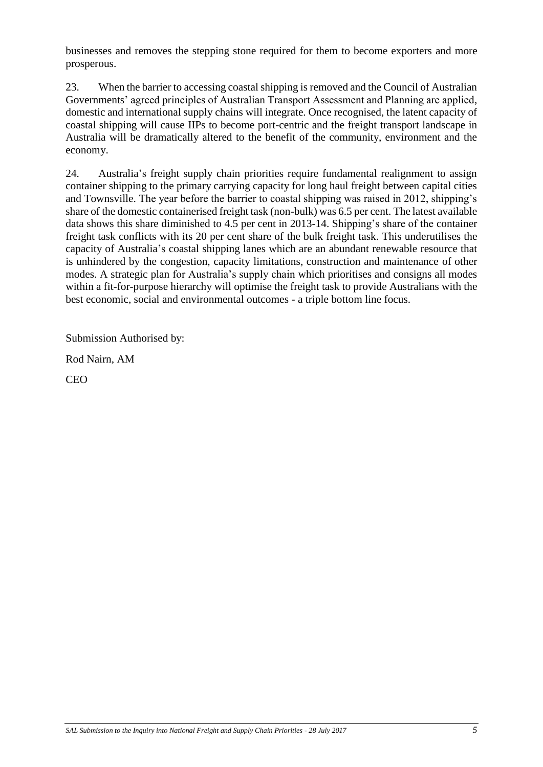businesses and removes the stepping stone required for them to become exporters and more prosperous.

23. When the barrier to accessing coastal shipping is removed and the Council of Australian Governments' agreed principles of Australian Transport Assessment and Planning are applied, domestic and international supply chains will integrate. Once recognised, the latent capacity of coastal shipping will cause IIPs to become port-centric and the freight transport landscape in Australia will be dramatically altered to the benefit of the community, environment and the economy.

24. Australia's freight supply chain priorities require fundamental realignment to assign container shipping to the primary carrying capacity for long haul freight between capital cities and Townsville. The year before the barrier to coastal shipping was raised in 2012, shipping's share of the domestic containerised freight task (non-bulk) was 6.5 per cent. The latest available data shows this share diminished to 4.5 per cent in 2013-14. Shipping's share of the container freight task conflicts with its 20 per cent share of the bulk freight task. This underutilises the capacity of Australia's coastal shipping lanes which are an abundant renewable resource that is unhindered by the congestion, capacity limitations, construction and maintenance of other modes. A strategic plan for Australia's supply chain which prioritises and consigns all modes within a fit-for-purpose hierarchy will optimise the freight task to provide Australians with the best economic, social and environmental outcomes - a triple bottom line focus.

Submission Authorised by:

Rod Nairn, AM

CEO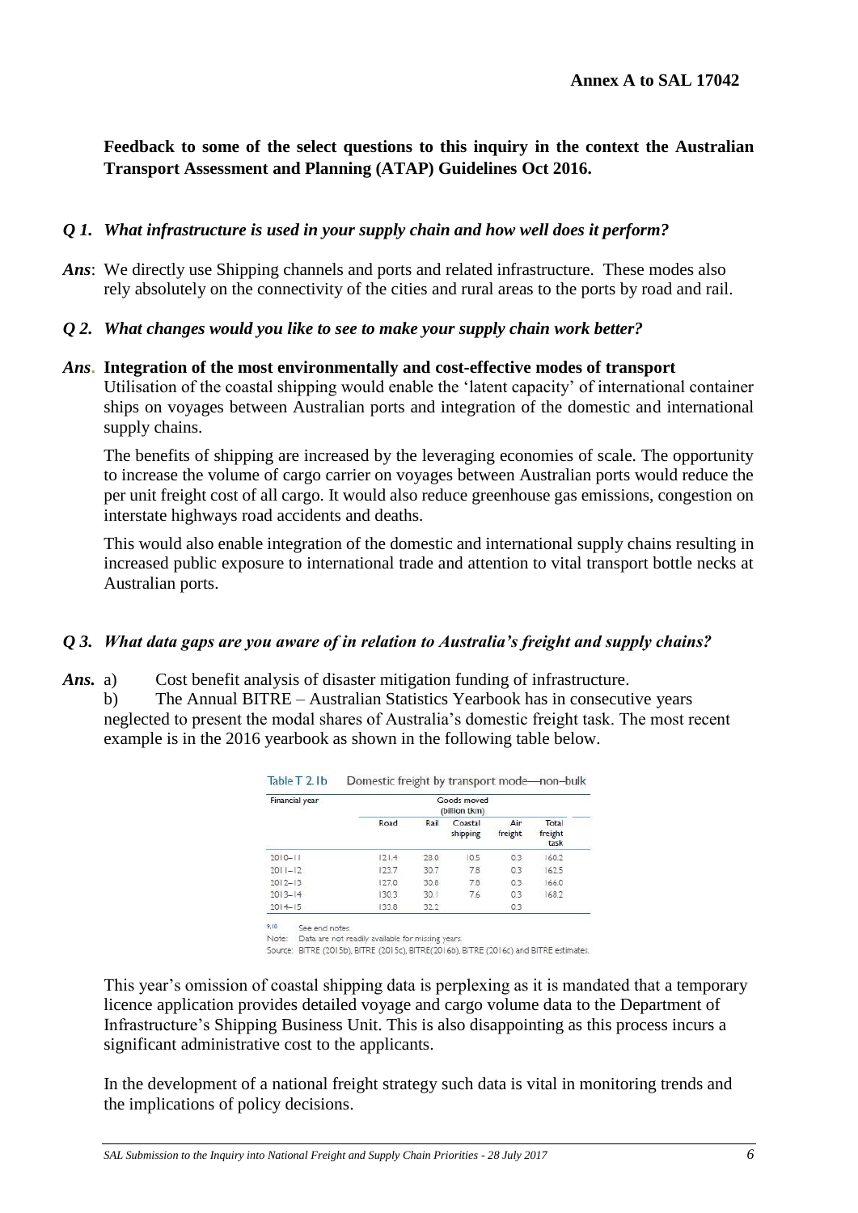**Annex A to SAL 17042**

**Feedback to some of the select questions to this inquiry in the context the Australian Transport Assessment and Planning (ATAP) Guidelines Oct 2016.**

***Q 1. What infrastructure is used in your supply chain and how well does it perform?***

***Ans***: We directly use Shipping channels and ports and related infrastructure. These modes also rely absolutely on the connectivity of the cities and rural areas to the ports by road and rail.

***Q 2. What changes would you like to see to make your supply chain work better?***

***Ans*. Integration of the most environmentally and cost-effective modes of transport**

Utilisation of the coastal shipping would enable the 'latent capacity' of international container ships on voyages between Australian ports and integration of the domestic and international supply chains.

The benefits of shipping are increased by the leveraging economies of scale. The opportunity to increase the volume of cargo carrier on voyages between Australian ports would reduce the per unit freight cost of all cargo. It would also reduce greenhouse gas emissions, congestion on interstate highways road accidents and deaths.

This would also enable integration of the domestic and international supply chains resulting in increased public exposure to international trade and attention to vital transport bottle necks at Australian ports.

***Q 3. What data gaps are you aware of in relation to Australia's freight and supply chains?***

***Ans.*** a) Cost benefit analysis of disaster mitigation funding of infrastructure.

b) The Annual BITRE – Australian Statistics Yearbook has in consecutive years neglected to present the modal shares of Australia's domestic freight task. The most recent example is in the 2016 yearbook as shown in the following table below.

Table T 2.1b Domestic freight by transport mode—non-bulk

| Financial year | Goods moved (billion tkm) | | | | |
|---|---|---|---|---|---|
| | Road | Rail | Coastal shipping | Air freight | Total freight task |
| 2010–11 | 121.4 | 28.0 | 10.5 | 0.3 | 160.2 |
| 2011–12 | 123.7 | 30.7 | 7.8 | 0.3 | 162.5 |
| 2012–13 | 127.0 | 30.8 | 7.8 | 0.3 | 166.0 |
| 2013–14 | 130.3 | 30.1 | 7.6 | 0.3 | 168.2 |
| 2014–15 | 133.8 | 32.2 | | 0.3 | |

9,10 See end notes.
Note: Data are not readily available for missing years.
Source: BITRE (2015b), BITRE (2015c), BITRE(2016b), BITRE (2016c) and BITRE estimates.

This year's omission of coastal shipping data is perplexing as it is mandated that a temporary licence application provides detailed voyage and cargo volume data to the Department of Infrastructure's Shipping Business Unit. This is also disappointing as this process incurs a significant administrative cost to the applicants.

In the development of a national freight strategy such data is vital in monitoring trends and the implications of policy decisions.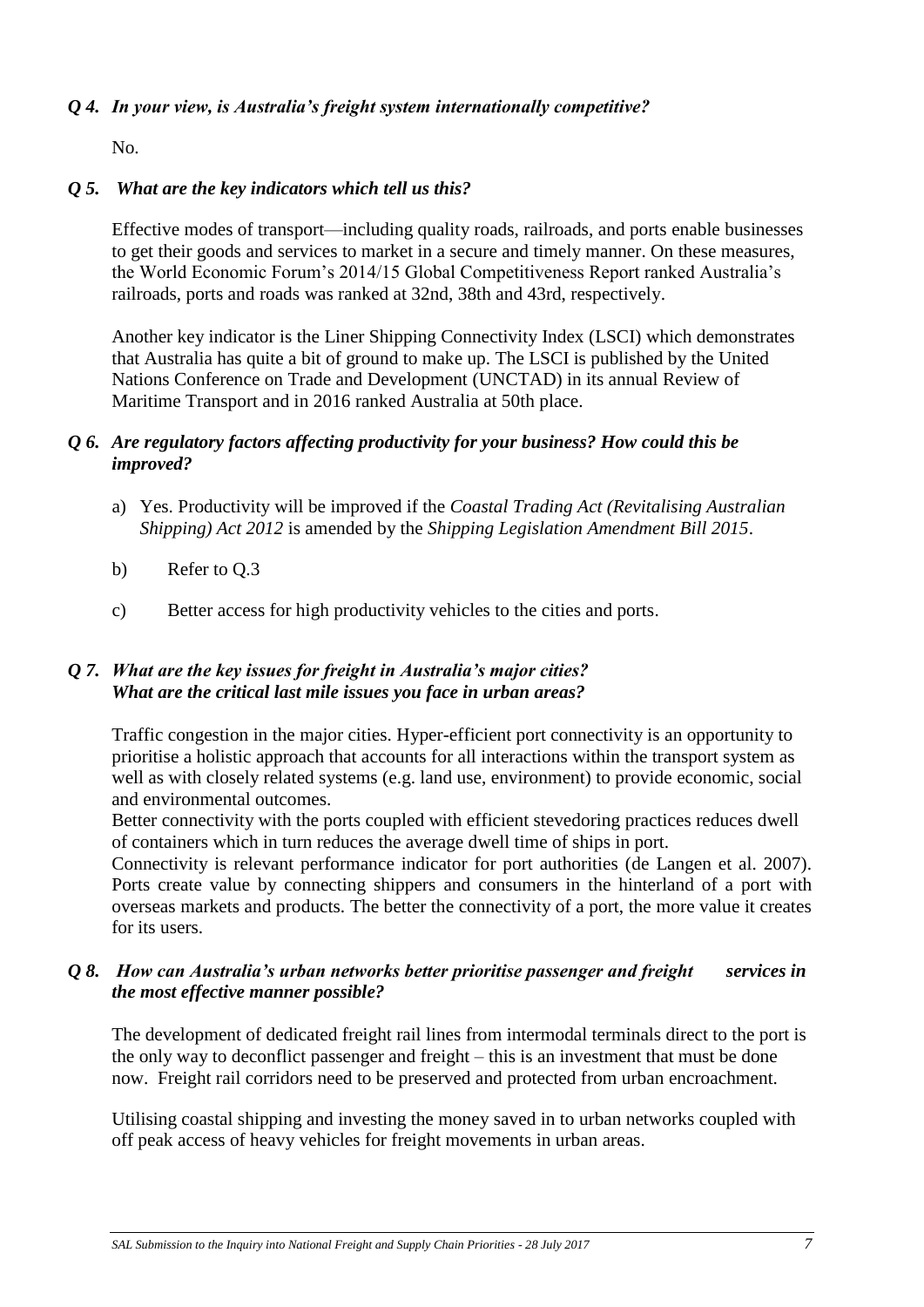### *Q 4. In your view, is Australia's freight system internationally competitive?*

No.

### *Q 5. What are the key indicators which tell us this?*

Effective modes of transport—including quality roads, railroads, and ports enable businesses to get their goods and services to market in a secure and timely manner. On these measures, the World Economic Forum's 2014/15 Global Competitiveness Report ranked Australia's railroads, ports and roads was ranked at 32nd, 38th and 43rd, respectively.

Another key indicator is the Liner Shipping Connectivity Index (LSCI) which demonstrates that Australia has quite a bit of ground to make up. The LSCI is published by the United Nations Conference on Trade and Development (UNCTAD) in its annual Review of Maritime Transport and in 2016 ranked Australia at 50th place.

### *Q 6. Are regulatory factors affecting productivity for your business? How could this be improved?*

a) Yes. Productivity will be improved if the *Coastal Trading Act (Revitalising Australian Shipping) Act 2012* is amended by the *Shipping Legislation Amendment Bill 2015*.

b) Refer to Q.3

c) Better access for high productivity vehicles to the cities and ports.

### *Q 7. What are the key issues for freight in Australia's major cities? What are the critical last mile issues you face in urban areas?*

Traffic congestion in the major cities. Hyper-efficient port connectivity is an opportunity to prioritise a holistic approach that accounts for all interactions within the transport system as well as with closely related systems (e.g. land use, environment) to provide economic, social and environmental outcomes.

Better connectivity with the ports coupled with efficient stevedoring practices reduces dwell of containers which in turn reduces the average dwell time of ships in port.

Connectivity is relevant performance indicator for port authorities (de Langen et al. 2007). Ports create value by connecting shippers and consumers in the hinterland of a port with overseas markets and products. The better the connectivity of a port, the more value it creates for its users.

### *Q 8. How can Australia's urban networks better prioritise passenger and freight services in the most effective manner possible?*

The development of dedicated freight rail lines from intermodal terminals direct to the port is the only way to deconflict passenger and freight – this is an investment that must be done now. Freight rail corridors need to be preserved and protected from urban encroachment.

Utilising coastal shipping and investing the money saved in to urban networks coupled with off peak access of heavy vehicles for freight movements in urban areas.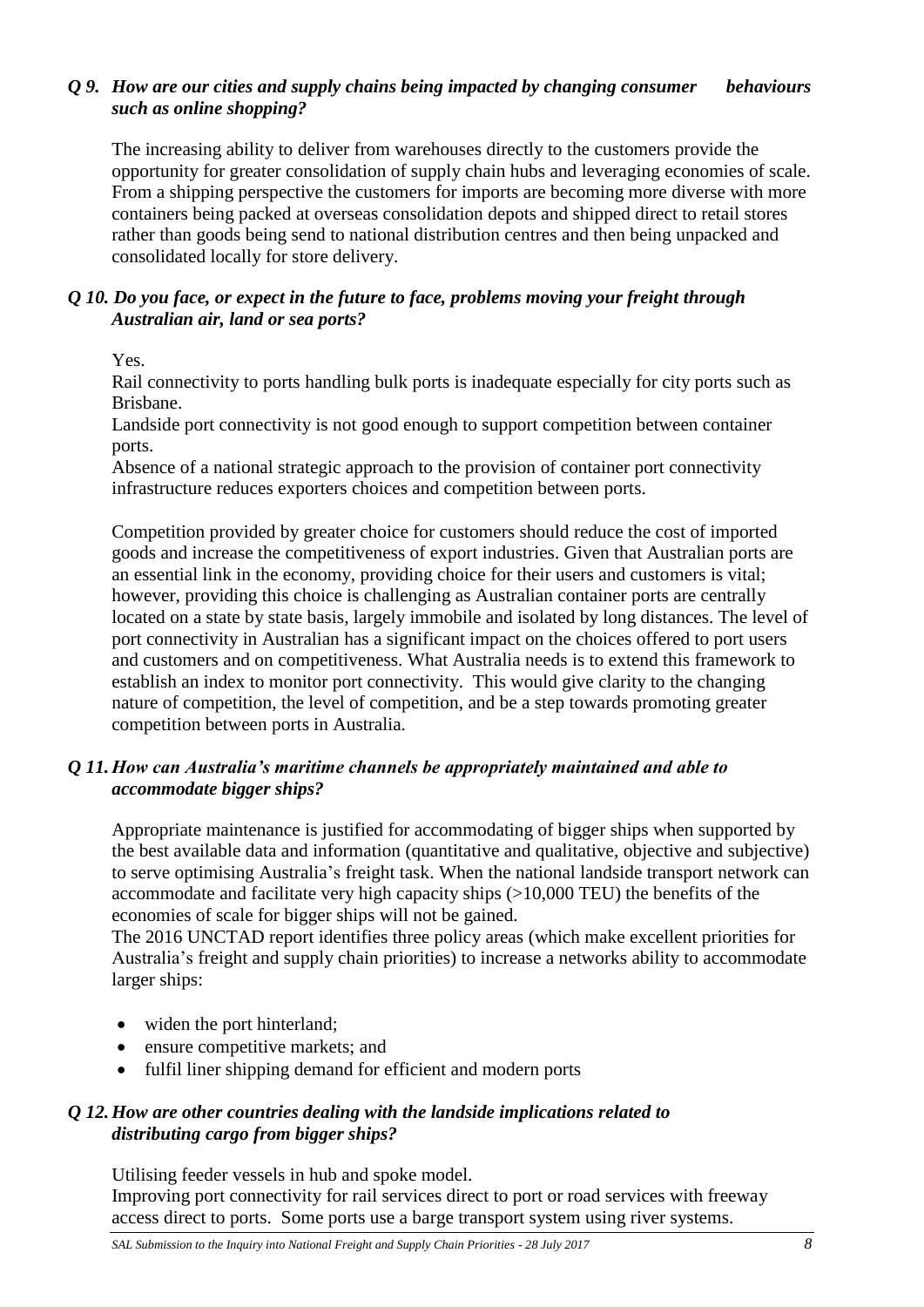***Q 9. How are our cities and supply chains being impacted by changing consumer behaviours such as online shopping?***

The increasing ability to deliver from warehouses directly to the customers provide the opportunity for greater consolidation of supply chain hubs and leveraging economies of scale. From a shipping perspective the customers for imports are becoming more diverse with more containers being packed at overseas consolidation depots and shipped direct to retail stores rather than goods being send to national distribution centres and then being unpacked and consolidated locally for store delivery.

***Q 10. Do you face, or expect in the future to face, problems moving your freight through Australian air, land or sea ports?***

Yes.
Rail connectivity to ports handling bulk ports is inadequate especially for city ports such as Brisbane.
Landside port connectivity is not good enough to support competition between container ports.
Absence of a national strategic approach to the provision of container port connectivity infrastructure reduces exporters choices and competition between ports.

Competition provided by greater choice for customers should reduce the cost of imported goods and increase the competitiveness of export industries. Given that Australian ports are an essential link in the economy, providing choice for their users and customers is vital; however, providing this choice is challenging as Australian container ports are centrally located on a state by state basis, largely immobile and isolated by long distances. The level of port connectivity in Australian has a significant impact on the choices offered to port users and customers and on competitiveness. What Australia needs is to extend this framework to establish an index to monitor port connectivity. This would give clarity to the changing nature of competition, the level of competition, and be a step towards promoting greater competition between ports in Australia.

***Q 11. How can Australia's maritime channels be appropriately maintained and able to accommodate bigger ships?***

Appropriate maintenance is justified for accommodating of bigger ships when supported by the best available data and information (quantitative and qualitative, objective and subjective) to serve optimising Australia's freight task. When the national landside transport network can accommodate and facilitate very high capacity ships (>10,000 TEU) the benefits of the economies of scale for bigger ships will not be gained.
The 2016 UNCTAD report identifies three policy areas (which make excellent priorities for Australia's freight and supply chain priorities) to increase a networks ability to accommodate larger ships:

- widen the port hinterland;
- ensure competitive markets; and
- fulfil liner shipping demand for efficient and modern ports

***Q 12. How are other countries dealing with the landside implications related to distributing cargo from bigger ships?***

Utilising feeder vessels in hub and spoke model.
Improving port connectivity for rail services direct to port or road services with freeway access direct to ports. Some ports use a barge transport system using river systems.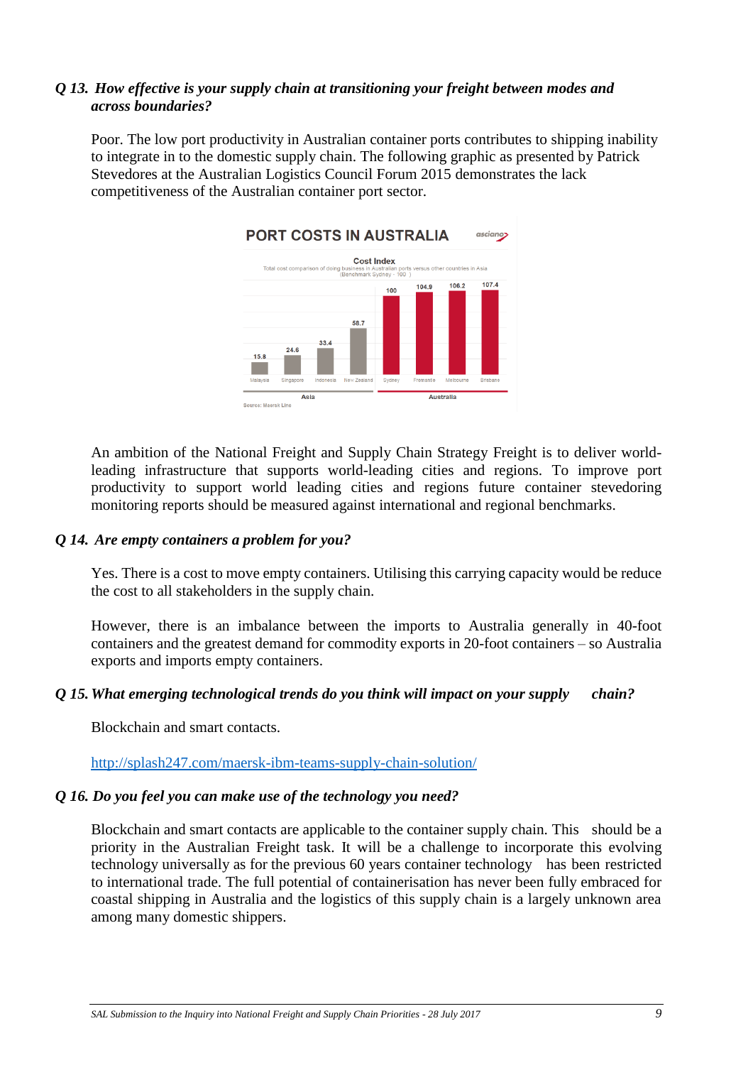*Q 13. How effective is your supply chain at transitioning your freight between modes and across boundaries?*

Poor. The low port productivity in Australian container ports contributes to shipping inability to integrate in to the domestic supply chain. The following graphic as presented by Patrick Stevedores at the Australian Logistics Council Forum 2015 demonstrates the lack competitiveness of the Australian container port sector.

PORT COSTS IN AUSTRALIA

asciano

Cost Index

Total cost comparison of doing business in Australian ports versus other countries in Asia (Benchmark Sydney - 100 )

15.8
24.6
33.4
58.7
100
104.9
106.2
107.4

Malaysia
Singapore
Indonesia
New Zealand
Sydney
Fremantle
Melbourne
Brisbane

Asia
Australia

Source: Maersk Line

An ambition of the National Freight and Supply Chain Strategy Freight is to deliver world-leading infrastructure that supports world-leading cities and regions. To improve port productivity to support world leading cities and regions future container stevedoring monitoring reports should be measured against international and regional benchmarks.

*Q 14. Are empty containers a problem for you?*

Yes. There is a cost to move empty containers. Utilising this carrying capacity would be reduce the cost to all stakeholders in the supply chain.

However, there is an imbalance between the imports to Australia generally in 40-foot containers and the greatest demand for commodity exports in 20-foot containers – so Australia exports and imports empty containers.

*Q 15. What emerging technological trends do you think will impact on your supply chain?*

Blockchain and smart contacts.

http://splash247.com/maersk-ibm-teams-supply-chain-solution/

*Q 16. Do you feel you can make use of the technology you need?*

Blockchain and smart contacts are applicable to the container supply chain. This should be a priority in the Australian Freight task. It will be a challenge to incorporate this evolving technology universally as for the previous 60 years container technology has been restricted to international trade. The full potential of containerisation has never been fully embraced for coastal shipping in Australia and the logistics of this supply chain is a largely unknown area among many domestic shippers.